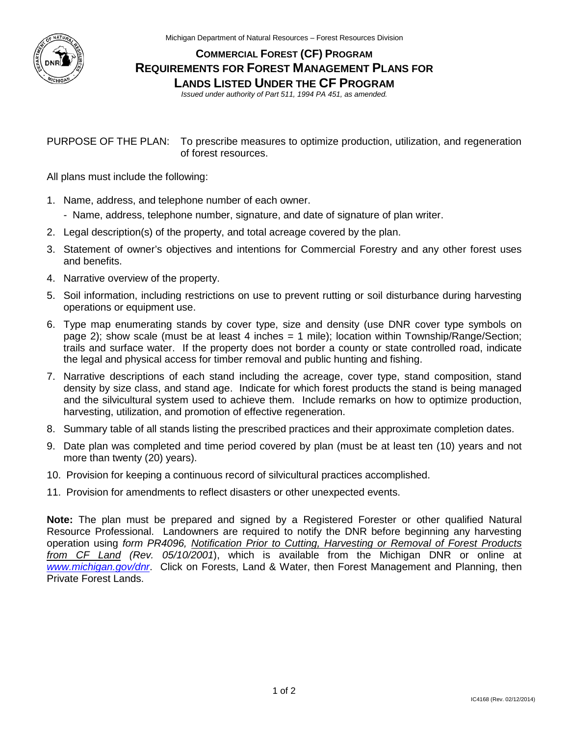Michigan Department of Natural Resources – Forest Resources Division

# COMMERCIAL FOREST (CF) PROGRAM REQUIREMENTS FOR FOREST MANAGEMENT PLANS FOR LANDS LISTED UNDER THE CF PROGRAM

*Issued under authority of Part 511, 1994 PA 451, as amended.*

PURPOSE OF THE PLAN: To prescribe measures to optimize production, utilization, and regeneration of forest resources.

All plans must include the following:

1. Name, address, and telephone number of each owner.
   - Name, address, telephone number, signature, and date of signature of plan writer.
2. Legal description(s) of the property, and total acreage covered by the plan.
3. Statement of owner's objectives and intentions for Commercial Forestry and any other forest uses and benefits.
4. Narrative overview of the property.
5. Soil information, including restrictions on use to prevent rutting or soil disturbance during harvesting operations or equipment use.
6. Type map enumerating stands by cover type, size and density (use DNR cover type symbols on page 2); show scale (must be at least 4 inches = 1 mile); location within Township/Range/Section; trails and surface water. If the property does not border a county or state controlled road, indicate the legal and physical access for timber removal and public hunting and fishing.
7. Narrative descriptions of each stand including the acreage, cover type, stand composition, stand density by size class, and stand age. Indicate for which forest products the stand is being managed and the silvicultural system used to achieve them. Include remarks on how to optimize production, harvesting, utilization, and promotion of effective regeneration.
8. Summary table of all stands listing the prescribed practices and their approximate completion dates.
9. Date plan was completed and time period covered by plan (must be at least ten (10) years and not more than twenty (20) years).
10. Provision for keeping a continuous record of silvicultural practices accomplished.
11. Provision for amendments to reflect disasters or other unexpected events.

**Note:** The plan must be prepared and signed by a Registered Forester or other qualified Natural Resource Professional. Landowners are required to notify the DNR before beginning any harvesting operation using *form PR4096, Notification Prior to Cutting, Harvesting or Removal of Forest Products from CF Land (Rev. 05/10/2001*), which is available from the Michigan DNR or online at *www.michigan.gov/dnr*. Click on Forests, Land & Water, then Forest Management and Planning, then Private Forest Lands.

IC4168 (Rev. 02/12/2014)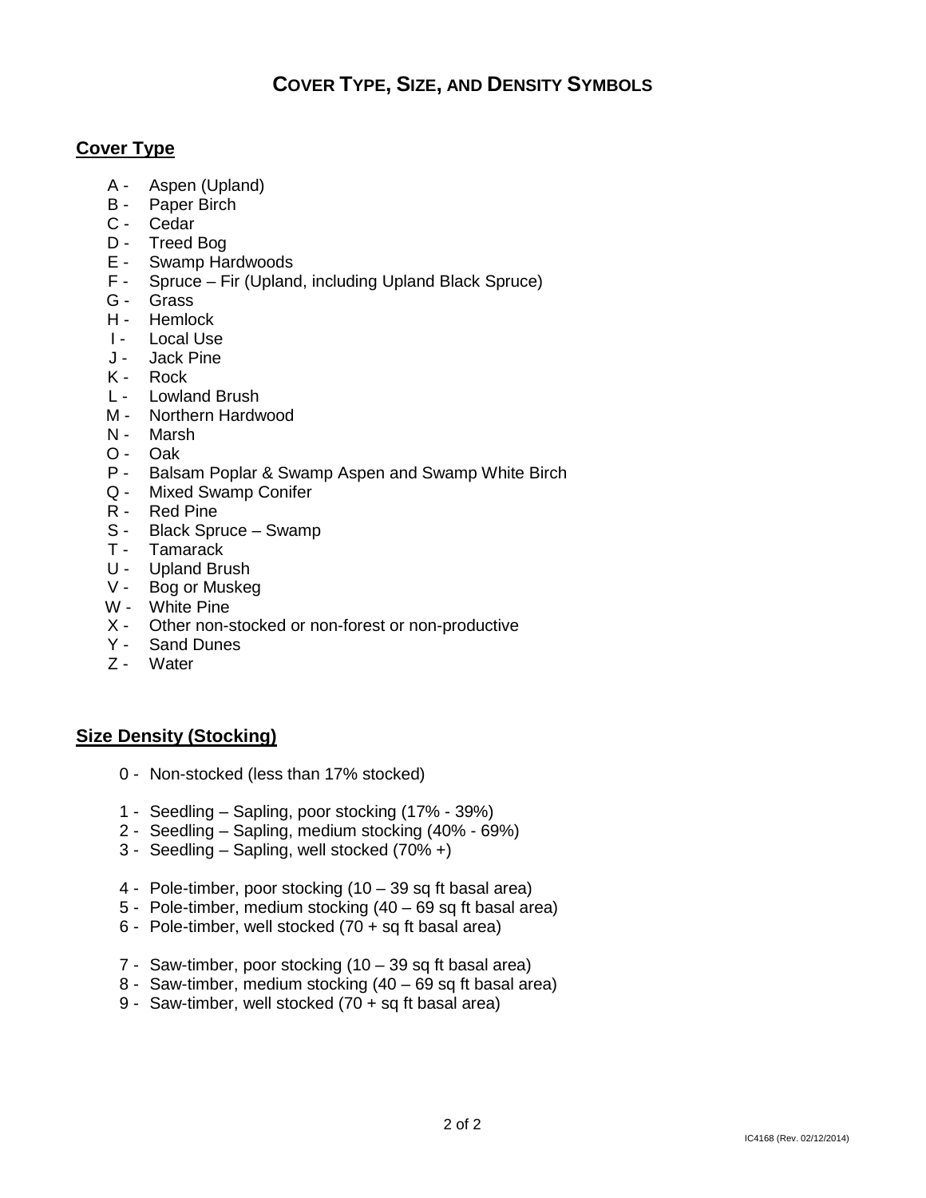# COVER TYPE, SIZE, AND DENSITY SYMBOLS

## Cover Type

- A - Aspen (Upland)
- B - Paper Birch
- C - Cedar
- D - Treed Bog
- E - Swamp Hardwoods
- F - Spruce – Fir (Upland, including Upland Black Spruce)
- G - Grass
- H - Hemlock
- I - Local Use
- J - Jack Pine
- K - Rock
- L - Lowland Brush
- M - Northern Hardwood
- N - Marsh
- O - Oak
- P - Balsam Poplar & Swamp Aspen and Swamp White Birch
- Q - Mixed Swamp Conifer
- R - Red Pine
- S - Black Spruce – Swamp
- T - Tamarack
- U - Upland Brush
- V - Bog or Muskeg
- W - White Pine
- X - Other non-stocked or non-forest or non-productive
- Y - Sand Dunes
- Z - Water

## Size Density (Stocking)

- 0 - Non-stocked (less than 17% stocked)

- 1 - Seedling – Sapling, poor stocking (17% - 39%)
- 2 - Seedling – Sapling, medium stocking (40% - 69%)
- 3 - Seedling – Sapling, well stocked (70% +)

- 4 - Pole-timber, poor stocking (10 – 39 sq ft basal area)
- 5 - Pole-timber, medium stocking (40 – 69 sq ft basal area)
- 6 - Pole-timber, well stocked (70 + sq ft basal area)

- 7 - Saw-timber, poor stocking (10 – 39 sq ft basal area)
- 8 - Saw-timber, medium stocking (40 – 69 sq ft basal area)
- 9 - Saw-timber, well stocked (70 + sq ft basal area)

IC4168 (Rev. 02/12/2014)